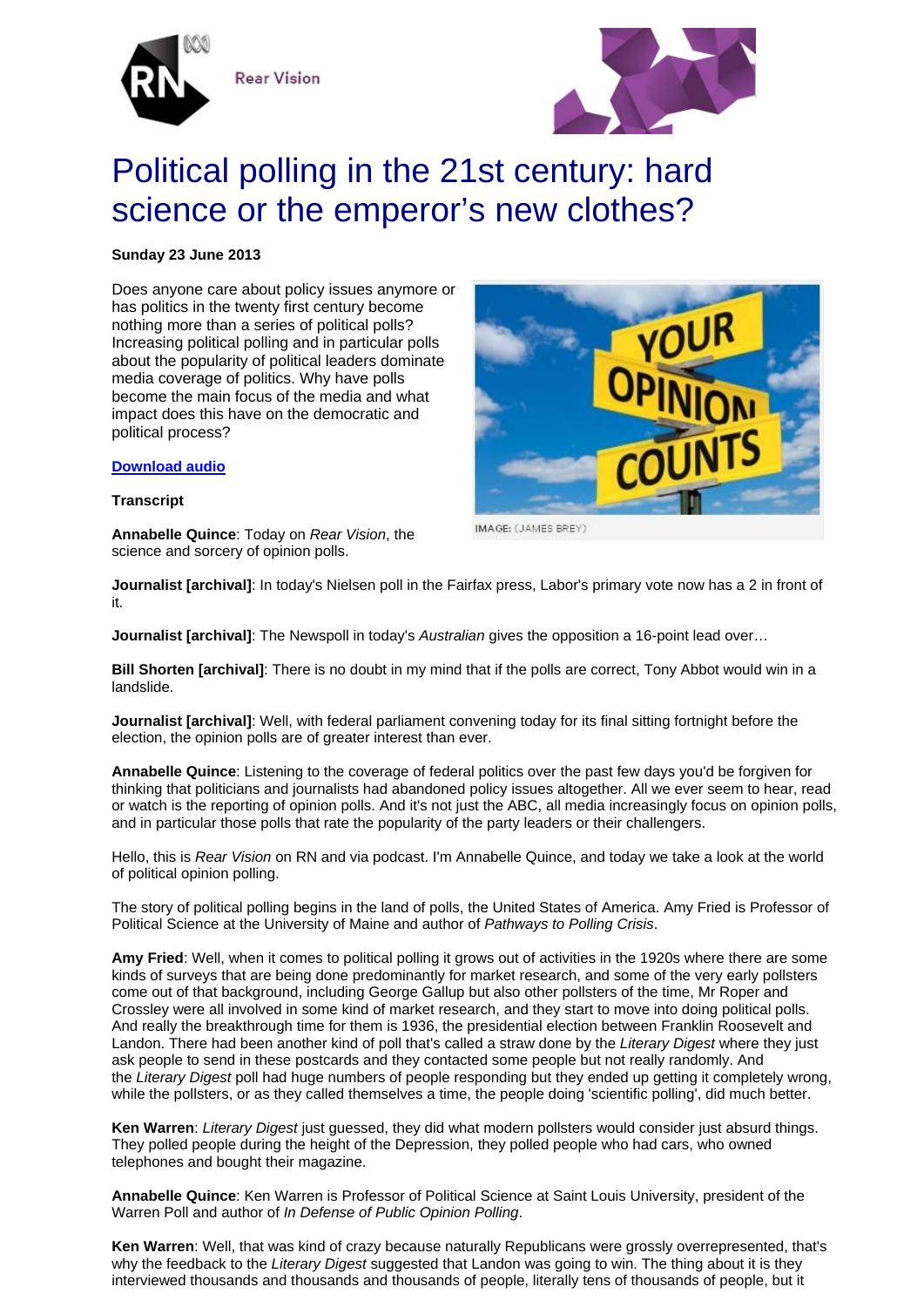Rear Vision

# Political polling in the 21st century: hard science or the emperor's new clothes?

**Sunday 23 June 2013**

Does anyone care about policy issues anymore or has politics in the twenty first century become nothing more than a series of political polls? Increasing political polling and in particular polls about the popularity of political leaders dominate media coverage of politics. Why have polls become the main focus of the media and what impact does this have on the democratic and political process?

IMAGE: (JAMES BREY)

**Download audio**

**Transcript**

**Annabelle Quince**: Today on *Rear Vision*, the science and sorcery of opinion polls.

**Journalist [archival]**: In today's Nielsen poll in the Fairfax press, Labor's primary vote now has a 2 in front of it.

**Journalist [archival]**: The Newspoll in today's *Australian* gives the opposition a 16-point lead over…

**Bill Shorten [archival]**: There is no doubt in my mind that if the polls are correct, Tony Abbot would win in a landslide.

**Journalist [archival]**: Well, with federal parliament convening today for its final sitting fortnight before the election, the opinion polls are of greater interest than ever.

**Annabelle Quince**: Listening to the coverage of federal politics over the past few days you'd be forgiven for thinking that politicians and journalists had abandoned policy issues altogether. All we ever seem to hear, read or watch is the reporting of opinion polls. And it's not just the ABC, all media increasingly focus on opinion polls, and in particular those polls that rate the popularity of the party leaders or their challengers.

Hello, this is *Rear Vision* on RN and via podcast. I'm Annabelle Quince, and today we take a look at the world of political opinion polling.

The story of political polling begins in the land of polls, the United States of America. Amy Fried is Professor of Political Science at the University of Maine and author of *Pathways to Polling Crisis*.

**Amy Fried**: Well, when it comes to political polling it grows out of activities in the 1920s where there are some kinds of surveys that are being done predominantly for market research, and some of the very early pollsters come out of that background, including George Gallup but also other pollsters of the time, Mr Roper and Crossley were all involved in some kind of market research, and they start to move into doing political polls. And really the breakthrough time for them is 1936, the presidential election between Franklin Roosevelt and Landon. There had been another kind of poll that's called a straw done by the *Literary Digest* where they just ask people to send in these postcards and they contacted some people but not really randomly. And the *Literary Digest* poll had huge numbers of people responding but they ended up getting it completely wrong, while the pollsters, or as they called themselves a time, the people doing 'scientific polling', did much better.

**Ken Warren**: *Literary Digest* just guessed, they did what modern pollsters would consider just absurd things. They polled people during the height of the Depression, they polled people who had cars, who owned telephones and bought their magazine.

**Annabelle Quince**: Ken Warren is Professor of Political Science at Saint Louis University, president of the Warren Poll and author of *In Defense of Public Opinion Polling*.

**Ken Warren**: Well, that was kind of crazy because naturally Republicans were grossly overrepresented, that's why the feedback to the *Literary Digest* suggested that Landon was going to win. The thing about it is they interviewed thousands and thousands and thousands of people, literally tens of thousands of people, but it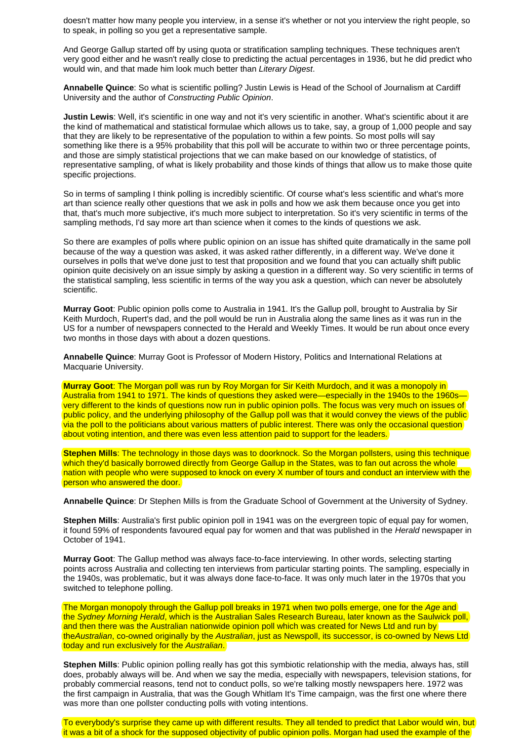doesn't matter how many people you interview, in a sense it's whether or not you interview the right people, so to speak, in polling so you get a representative sample.

And George Gallup started off by using quota or stratification sampling techniques. These techniques aren't very good either and he wasn't really close to predicting the actual percentages in 1936, but he did predict who would win, and that made him look much better than *Literary Digest*.

**Annabelle Quince**: So what is scientific polling? Justin Lewis is Head of the School of Journalism at Cardiff University and the author of *Constructing Public Opinion*.

**Justin Lewis**: Well, it's scientific in one way and not it's very scientific in another. What's scientific about it are the kind of mathematical and statistical formulae which allows us to take, say, a group of 1,000 people and say that they are likely to be representative of the population to within a few points. So most polls will say something like there is a 95% probability that this poll will be accurate to within two or three percentage points, and those are simply statistical projections that we can make based on our knowledge of statistics, of representative sampling, of what is likely probability and those kinds of things that allow us to make those quite specific projections.

So in terms of sampling I think polling is incredibly scientific. Of course what's less scientific and what's more art than science really other questions that we ask in polls and how we ask them because once you get into that, that's much more subjective, it's much more subject to interpretation. So it's very scientific in terms of the sampling methods, I'd say more art than science when it comes to the kinds of questions we ask.

So there are examples of polls where public opinion on an issue has shifted quite dramatically in the same poll because of the way a question was asked, it was asked rather differently, in a different way. We've done it ourselves in polls that we've done just to test that proposition and we found that you can actually shift public opinion quite decisively on an issue simply by asking a question in a different way. So very scientific in terms of the statistical sampling, less scientific in terms of the way you ask a question, which can never be absolutely scientific.

**Murray Goot**: Public opinion polls come to Australia in 1941. It's the Gallup poll, brought to Australia by Sir Keith Murdoch, Rupert's dad, and the poll would be run in Australia along the same lines as it was run in the US for a number of newspapers connected to the Herald and Weekly Times. It would be run about once every two months in those days with about a dozen questions.

**Annabelle Quince**: Murray Goot is Professor of Modern History, Politics and International Relations at Macquarie University.

**Murray Goot**: The Morgan poll was run by Roy Morgan for Sir Keith Murdoch, and it was a monopoly in Australia from 1941 to 1971. The kinds of questions they asked were—especially in the 1940s to the 1960s—very different to the kinds of questions now run in public opinion polls. The focus was very much on issues of public policy, and the underlying philosophy of the Gallup poll was that it would convey the views of the public via the poll to the politicians about various matters of public interest. There was only the occasional question about voting intention, and there was even less attention paid to support for the leaders.

**Stephen Mills**: The technology in those days was to doorknock. So the Morgan pollsters, using this technique which they'd basically borrowed directly from George Gallup in the States, was to fan out across the whole nation with people who were supposed to knock on every X number of tours and conduct an interview with the person who answered the door.

**Annabelle Quince**: Dr Stephen Mills is from the Graduate School of Government at the University of Sydney.

**Stephen Mills**: Australia's first public opinion poll in 1941 was on the evergreen topic of equal pay for women, it found 59% of respondents favoured equal pay for women and that was published in the *Herald* newspaper in October of 1941.

**Murray Goot**: The Gallup method was always face-to-face interviewing. In other words, selecting starting points across Australia and collecting ten interviews from particular starting points. The sampling, especially in the 1940s, was problematic, but it was always done face-to-face. It was only much later in the 1970s that you switched to telephone polling.

The Morgan monopoly through the Gallup poll breaks in 1971 when two polls emerge, one for the *Age* and the *Sydney Morning Herald*, which is the Australian Sales Research Bureau, later known as the Saulwick poll, and then there was the Australian nationwide opinion poll which was created for News Ltd and run by the*Australian*, co-owned originally by the *Australian*, just as Newspoll, its successor, is co-owned by News Ltd today and run exclusively for the *Australian*.

**Stephen Mills**: Public opinion polling really has got this symbiotic relationship with the media, always has, still does, probably always will be. And when we say the media, especially with newspapers, television stations, for probably commercial reasons, tend not to conduct polls, so we're talking mostly newspapers here. 1972 was the first campaign in Australia, that was the Gough Whitlam It's Time campaign, was the first one where there was more than one pollster conducting polls with voting intentions.

To everybody's surprise they came up with different results. They all tended to predict that Labor would win, but it was a bit of a shock for the supposed objectivity of public opinion polls. Morgan had used the example of the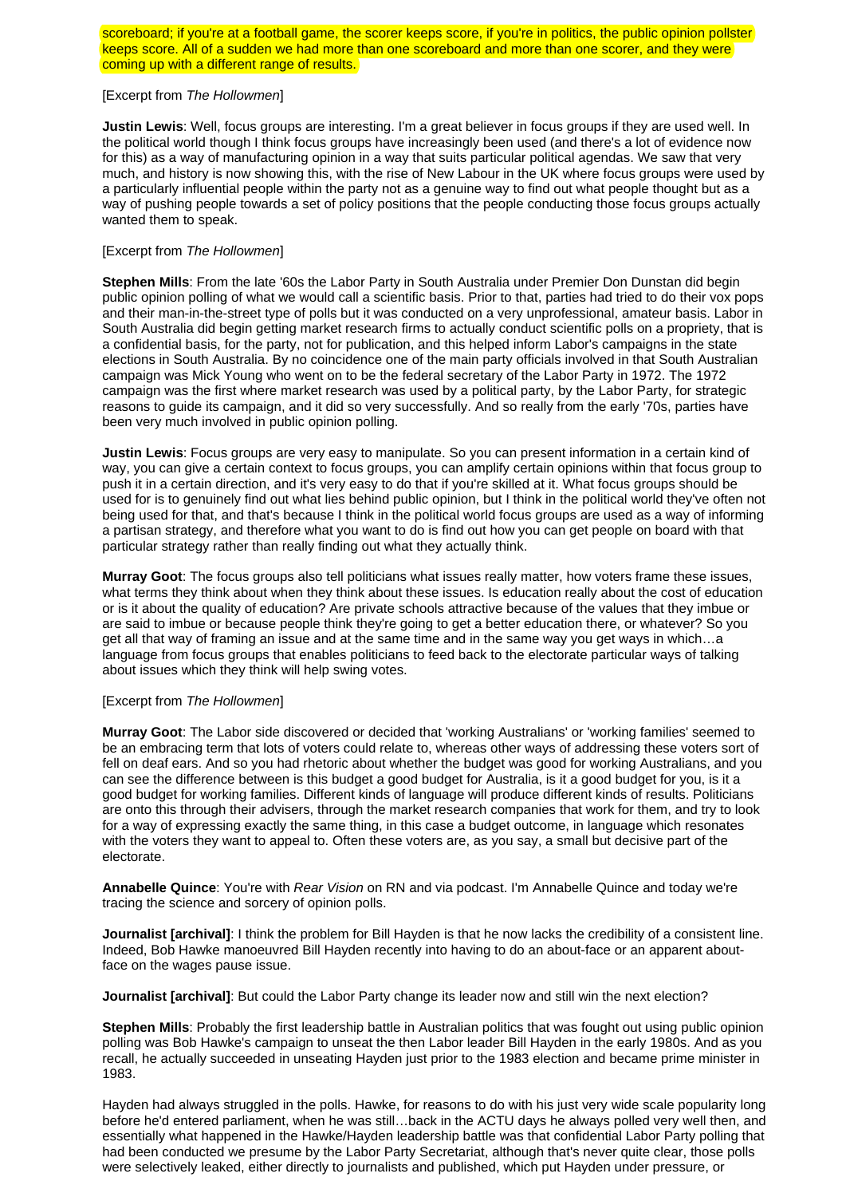scoreboard; if you're at a football game, the scorer keeps score, if you're in politics, the public opinion pollster keeps score. All of a sudden we had more than one scoreboard and more than one scorer, and they were coming up with a different range of results.

[Excerpt from *The Hollowmen*]

**Justin Lewis**: Well, focus groups are interesting. I'm a great believer in focus groups if they are used well. In the political world though I think focus groups have increasingly been used (and there's a lot of evidence now for this) as a way of manufacturing opinion in a way that suits particular political agendas. We saw that very much, and history is now showing this, with the rise of New Labour in the UK where focus groups were used by a particularly influential people within the party not as a genuine way to find out what people thought but as a way of pushing people towards a set of policy positions that the people conducting those focus groups actually wanted them to speak.

[Excerpt from *The Hollowmen*]

**Stephen Mills**: From the late '60s the Labor Party in South Australia under Premier Don Dunstan did begin public opinion polling of what we would call a scientific basis. Prior to that, parties had tried to do their vox pops and their man-in-the-street type of polls but it was conducted on a very unprofessional, amateur basis. Labor in South Australia did begin getting market research firms to actually conduct scientific polls on a propriety, that is a confidential basis, for the party, not for publication, and this helped inform Labor's campaigns in the state elections in South Australia. By no coincidence one of the main party officials involved in that South Australian campaign was Mick Young who went on to be the federal secretary of the Labor Party in 1972. The 1972 campaign was the first where market research was used by a political party, by the Labor Party, for strategic reasons to guide its campaign, and it did so very successfully. And so really from the early '70s, parties have been very much involved in public opinion polling.

**Justin Lewis**: Focus groups are very easy to manipulate. So you can present information in a certain kind of way, you can give a certain context to focus groups, you can amplify certain opinions within that focus group to push it in a certain direction, and it's very easy to do that if you're skilled at it. What focus groups should be used for is to genuinely find out what lies behind public opinion, but I think in the political world they've often not being used for that, and that's because I think in the political world focus groups are used as a way of informing a partisan strategy, and therefore what you want to do is find out how you can get people on board with that particular strategy rather than really finding out what they actually think.

**Murray Goot**: The focus groups also tell politicians what issues really matter, how voters frame these issues, what terms they think about when they think about these issues. Is education really about the cost of education or is it about the quality of education? Are private schools attractive because of the values that they imbue or are said to imbue or because people think they're going to get a better education there, or whatever? So you get all that way of framing an issue and at the same time and in the same way you get ways in which…a language from focus groups that enables politicians to feed back to the electorate particular ways of talking about issues which they think will help swing votes.

[Excerpt from *The Hollowmen*]

**Murray Goot**: The Labor side discovered or decided that 'working Australians' or 'working families' seemed to be an embracing term that lots of voters could relate to, whereas other ways of addressing these voters sort of fell on deaf ears. And so you had rhetoric about whether the budget was good for working Australians, and you can see the difference between is this budget a good budget for Australia, is it a good budget for you, is it a good budget for working families. Different kinds of language will produce different kinds of results. Politicians are onto this through their advisers, through the market research companies that work for them, and try to look for a way of expressing exactly the same thing, in this case a budget outcome, in language which resonates with the voters they want to appeal to. Often these voters are, as you say, a small but decisive part of the electorate.

**Annabelle Quince**: You're with *Rear Vision* on RN and via podcast. I'm Annabelle Quince and today we're tracing the science and sorcery of opinion polls.

**Journalist [archival]**: I think the problem for Bill Hayden is that he now lacks the credibility of a consistent line. Indeed, Bob Hawke manoeuvred Bill Hayden recently into having to do an about-face or an apparent about-face on the wages pause issue.

**Journalist [archival]**: But could the Labor Party change its leader now and still win the next election?

**Stephen Mills**: Probably the first leadership battle in Australian politics that was fought out using public opinion polling was Bob Hawke's campaign to unseat the then Labor leader Bill Hayden in the early 1980s. And as you recall, he actually succeeded in unseating Hayden just prior to the 1983 election and became prime minister in 1983.

Hayden had always struggled in the polls. Hawke, for reasons to do with his just very wide scale popularity long before he'd entered parliament, when he was still…back in the ACTU days he always polled very well then, and essentially what happened in the Hawke/Hayden leadership battle was that confidential Labor Party polling that had been conducted we presume by the Labor Party Secretariat, although that's never quite clear, those polls were selectively leaked, either directly to journalists and published, which put Hayden under pressure, or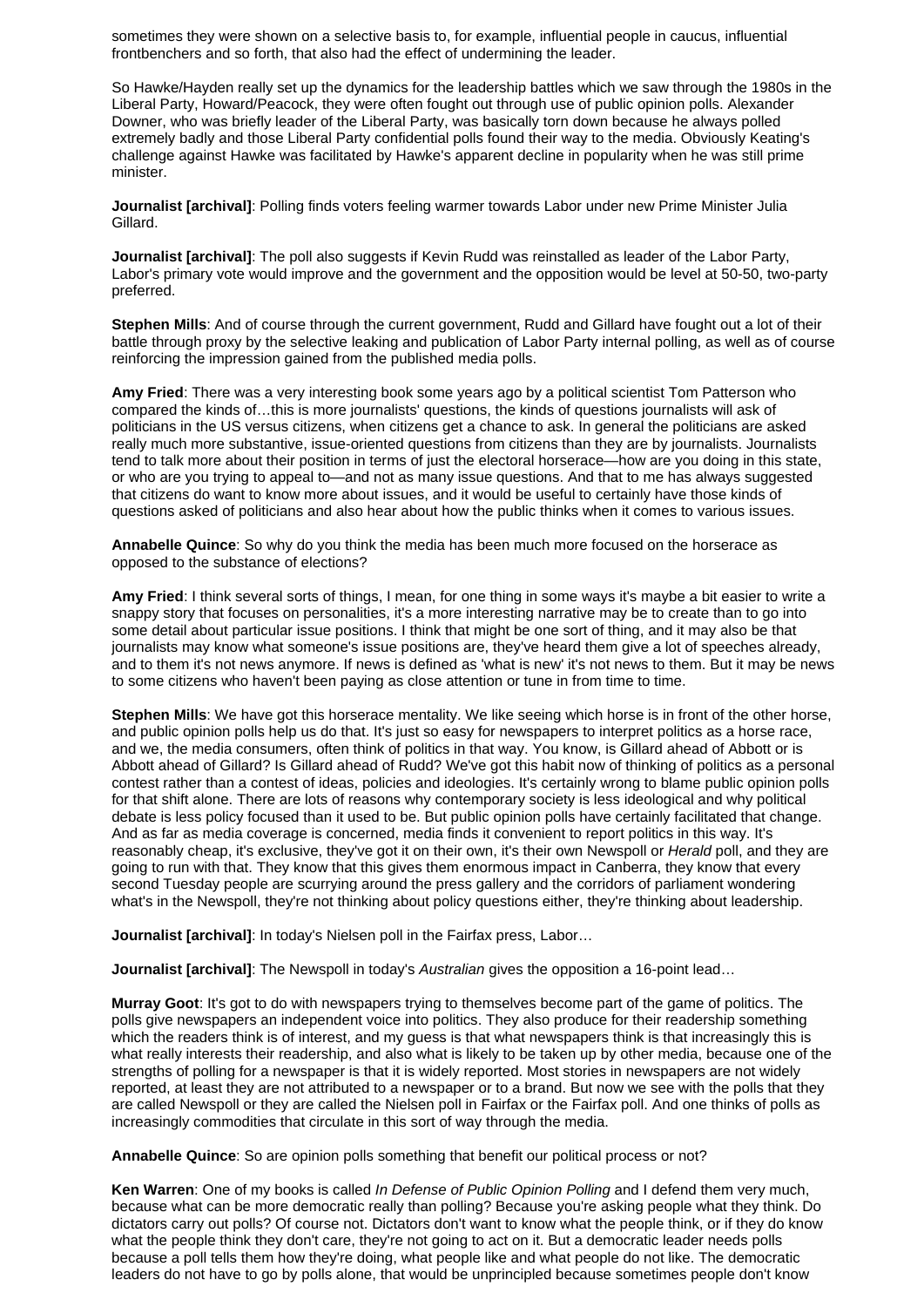sometimes they were shown on a selective basis to, for example, influential people in caucus, influential frontbenchers and so forth, that also had the effect of undermining the leader.

So Hawke/Hayden really set up the dynamics for the leadership battles which we saw through the 1980s in the Liberal Party, Howard/Peacock, they were often fought out through use of public opinion polls. Alexander Downer, who was briefly leader of the Liberal Party, was basically torn down because he always polled extremely badly and those Liberal Party confidential polls found their way to the media. Obviously Keating's challenge against Hawke was facilitated by Hawke's apparent decline in popularity when he was still prime minister.

**Journalist [archival]**: Polling finds voters feeling warmer towards Labor under new Prime Minister Julia Gillard.

**Journalist [archival]**: The poll also suggests if Kevin Rudd was reinstalled as leader of the Labor Party, Labor's primary vote would improve and the government and the opposition would be level at 50-50, two-party preferred.

**Stephen Mills**: And of course through the current government, Rudd and Gillard have fought out a lot of their battle through proxy by the selective leaking and publication of Labor Party internal polling, as well as of course reinforcing the impression gained from the published media polls.

**Amy Fried**: There was a very interesting book some years ago by a political scientist Tom Patterson who compared the kinds of…this is more journalists' questions, the kinds of questions journalists will ask of politicians in the US versus citizens, when citizens get a chance to ask. In general the politicians are asked really much more substantive, issue-oriented questions from citizens than they are by journalists. Journalists tend to talk more about their position in terms of just the electoral horserace—how are you doing in this state, or who are you trying to appeal to—and not as many issue questions. And that to me has always suggested that citizens do want to know more about issues, and it would be useful to certainly have those kinds of questions asked of politicians and also hear about how the public thinks when it comes to various issues.

**Annabelle Quince**: So why do you think the media has been much more focused on the horserace as opposed to the substance of elections?

**Amy Fried**: I think several sorts of things, I mean, for one thing in some ways it's maybe a bit easier to write a snappy story that focuses on personalities, it's a more interesting narrative may be to create than to go into some detail about particular issue positions. I think that might be one sort of thing, and it may also be that journalists may know what someone's issue positions are, they've heard them give a lot of speeches already, and to them it's not news anymore. If news is defined as 'what is new' it's not news to them. But it may be news to some citizens who haven't been paying as close attention or tune in from time to time.

**Stephen Mills**: We have got this horserace mentality. We like seeing which horse is in front of the other horse, and public opinion polls help us do that. It's just so easy for newspapers to interpret politics as a horse race, and we, the media consumers, often think of politics in that way. You know, is Gillard ahead of Abbott or is Abbott ahead of Gillard? Is Gillard ahead of Rudd? We've got this habit now of thinking of politics as a personal contest rather than a contest of ideas, policies and ideologies. It's certainly wrong to blame public opinion polls for that shift alone. There are lots of reasons why contemporary society is less ideological and why political debate is less policy focused than it used to be. But public opinion polls have certainly facilitated that change. And as far as media coverage is concerned, media finds it convenient to report politics in this way. It's reasonably cheap, it's exclusive, they've got it on their own, it's their own Newspoll or *Herald* poll, and they are going to run with that. They know that this gives them enormous impact in Canberra, they know that every second Tuesday people are scurrying around the press gallery and the corridors of parliament wondering what's in the Newspoll, they're not thinking about policy questions either, they're thinking about leadership.

**Journalist [archival]**: In today's Nielsen poll in the Fairfax press, Labor…

**Journalist [archival]**: The Newspoll in today's *Australian* gives the opposition a 16-point lead…

**Murray Goot**: It's got to do with newspapers trying to themselves become part of the game of politics. The polls give newspapers an independent voice into politics. They also produce for their readership something which the readers think is of interest, and my guess is that what newspapers think is that increasingly this is what really interests their readership, and also what is likely to be taken up by other media, because one of the strengths of polling for a newspaper is that it is widely reported. Most stories in newspapers are not widely reported, at least they are not attributed to a newspaper or to a brand. But now we see with the polls that they are called Newspoll or they are called the Nielsen poll in Fairfax or the Fairfax poll. And one thinks of polls as increasingly commodities that circulate in this sort of way through the media.

**Annabelle Quince**: So are opinion polls something that benefit our political process or not?

**Ken Warren**: One of my books is called *In Defense of Public Opinion Polling* and I defend them very much, because what can be more democratic really than polling? Because you're asking people what they think. Do dictators carry out polls? Of course not. Dictators don't want to know what the people think, or if they do know what the people think they don't care, they're not going to act on it. But a democratic leader needs polls because a poll tells them how they're doing, what people like and what people do not like. The democratic leaders do not have to go by polls alone, that would be unprincipled because sometimes people don't know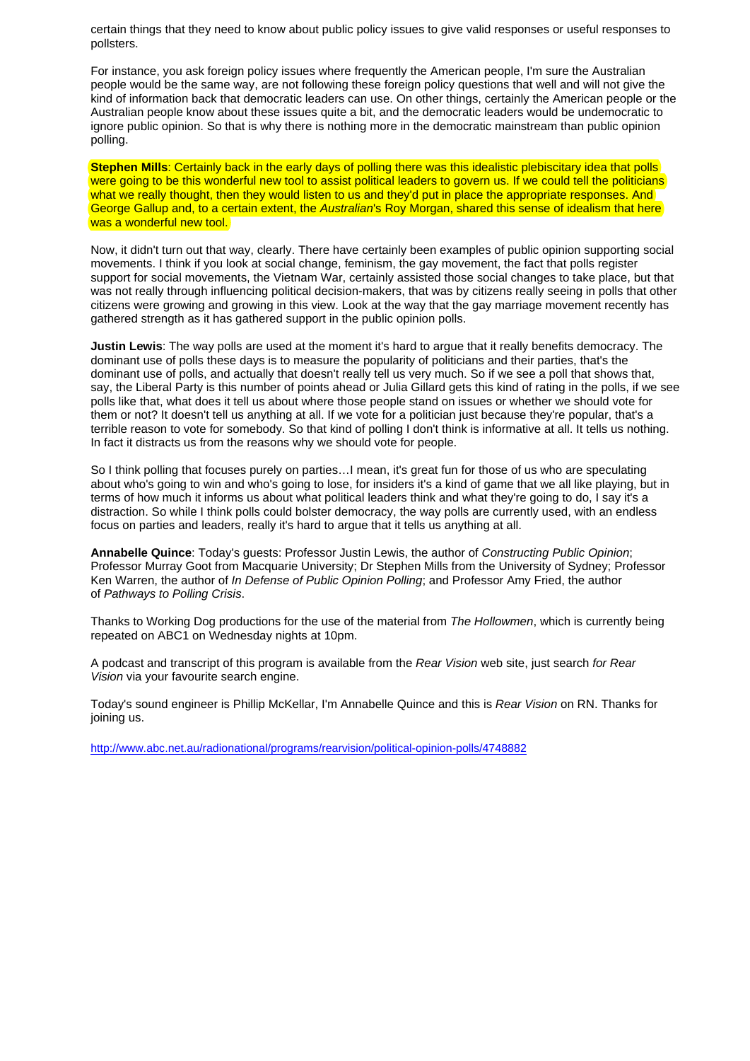certain things that they need to know about public policy issues to give valid responses or useful responses to pollsters.

For instance, you ask foreign policy issues where frequently the American people, I'm sure the Australian people would be the same way, are not following these foreign policy questions that well and will not give the kind of information back that democratic leaders can use. On other things, certainly the American people or the Australian people know about these issues quite a bit, and the democratic leaders would be undemocratic to ignore public opinion. So that is why there is nothing more in the democratic mainstream than public opinion polling.

**Stephen Mills**: Certainly back in the early days of polling there was this idealistic plebiscitary idea that polls were going to be this wonderful new tool to assist political leaders to govern us. If we could tell the politicians what we really thought, then they would listen to us and they'd put in place the appropriate responses. And George Gallup and, to a certain extent, the *Australian*'s Roy Morgan, shared this sense of idealism that here was a wonderful new tool.

Now, it didn't turn out that way, clearly. There have certainly been examples of public opinion supporting social movements. I think if you look at social change, feminism, the gay movement, the fact that polls register support for social movements, the Vietnam War, certainly assisted those social changes to take place, but that was not really through influencing political decision-makers, that was by citizens really seeing in polls that other citizens were growing and growing in this view. Look at the way that the gay marriage movement recently has gathered strength as it has gathered support in the public opinion polls.

**Justin Lewis**: The way polls are used at the moment it's hard to argue that it really benefits democracy. The dominant use of polls these days is to measure the popularity of politicians and their parties, that's the dominant use of polls, and actually that doesn't really tell us very much. So if we see a poll that shows that, say, the Liberal Party is this number of points ahead or Julia Gillard gets this kind of rating in the polls, if we see polls like that, what does it tell us about where those people stand on issues or whether we should vote for them or not? It doesn't tell us anything at all. If we vote for a politician just because they're popular, that's a terrible reason to vote for somebody. So that kind of polling I don't think is informative at all. It tells us nothing. In fact it distracts us from the reasons why we should vote for people.

So I think polling that focuses purely on parties…I mean, it's great fun for those of us who are speculating about who's going to win and who's going to lose, for insiders it's a kind of game that we all like playing, but in terms of how much it informs us about what political leaders think and what they're going to do, I say it's a distraction. So while I think polls could bolster democracy, the way polls are currently used, with an endless focus on parties and leaders, really it's hard to argue that it tells us anything at all.

**Annabelle Quince**: Today's guests: Professor Justin Lewis, the author of *Constructing Public Opinion*; Professor Murray Goot from Macquarie University; Dr Stephen Mills from the University of Sydney; Professor Ken Warren, the author of *In Defense of Public Opinion Polling*; and Professor Amy Fried, the author of *Pathways to Polling Crisis*.

Thanks to Working Dog productions for the use of the material from *The Hollowmen*, which is currently being repeated on ABC1 on Wednesday nights at 10pm.

A podcast and transcript of this program is available from the *Rear Vision* web site, just search *for Rear Vision* via your favourite search engine.

Today's sound engineer is Phillip McKellar, I'm Annabelle Quince and this is *Rear Vision* on RN. Thanks for joining us.

http://www.abc.net.au/radionational/programs/rearvision/political-opinion-polls/4748882